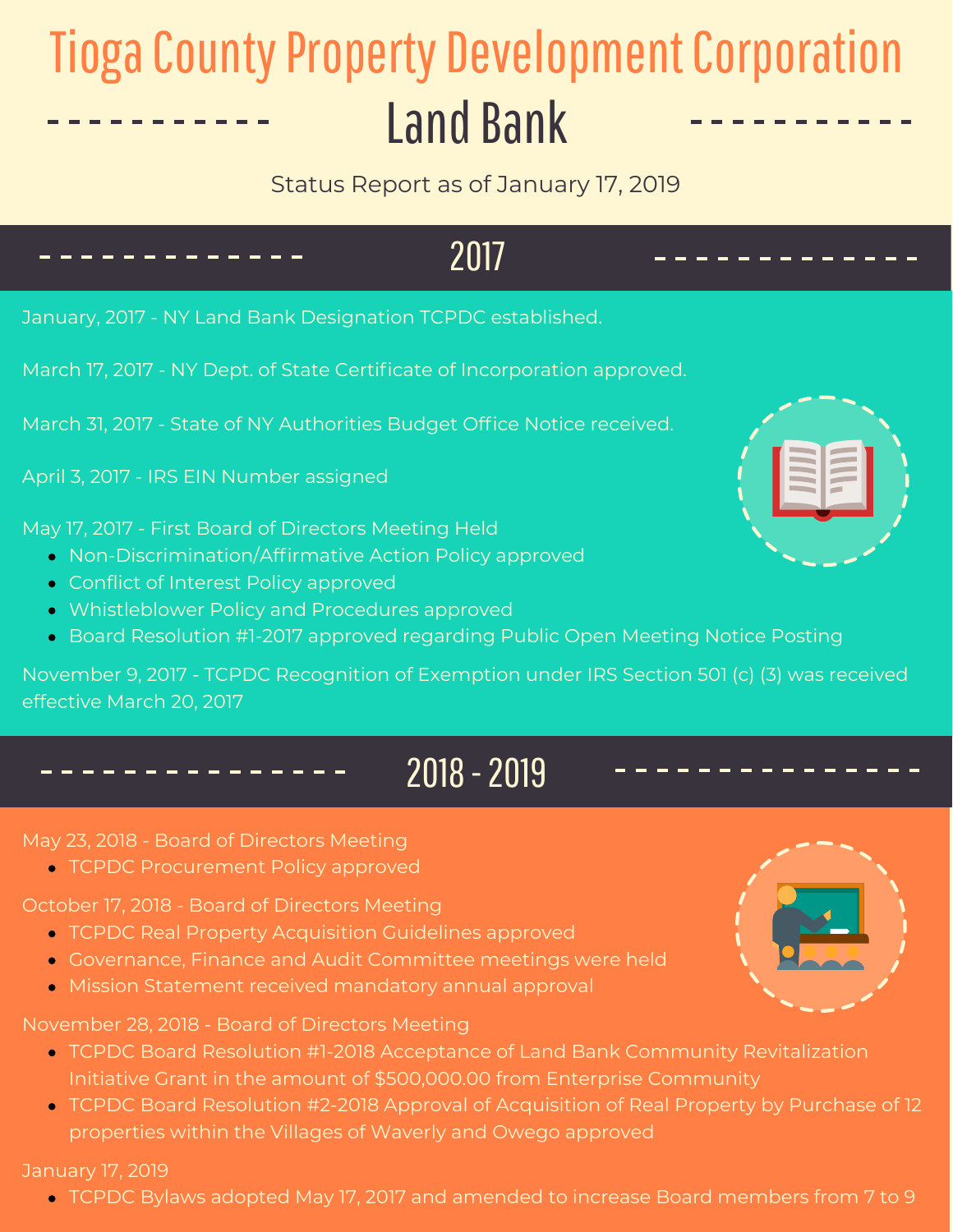# Tioga County Property Development Corporation

## Land Bank

Status Report as of January 17, 2019

## 2017

January, 2017 - NY Land Bank Designation TCPDC established.

March 17, 2017 - NY Dept. of State Certificate of Incorporation approved.

March 31, 2017 - State of NY Authorities Budget Office Notice received.

April 3, 2017 - IRS EIN Number assigned

May 17, 2017 - First Board of Directors Meeting Held

- Non-Discrimination/Affirmative Action Policy approved
- Conflict of Interest Policy approved
- Whistleblower Policy and Procedures approved
- Board Resolution #1-2017 approved regarding Public Open Meeting Notice Posting

November 9, 2017 - TCPDC Recognition of Exemption under IRS Section 501 (c) (3) was received effective March 20, 2017

## 2018 - 2019

May 23, 2018 - Board of Directors Meeting

- TCPDC Procurement Policy approved

October 17, 2018 - Board of Directors Meeting

- TCPDC Real Property Acquisition Guidelines approved
- Governance, Finance and Audit Committee meetings were held
- Mission Statement received mandatory annual approval

November 28, 2018 - Board of Directors Meeting

- TCPDC Board Resolution #1-2018 Acceptance of Land Bank Community Revitalization Initiative Grant in the amount of $500,000.00 from Enterprise Community
- TCPDC Board Resolution #2-2018 Approval of Acquisition of Real Property by Purchase of 12 properties within the Villages of Waverly and Owego approved

January 17, 2019

- TCPDC Bylaws adopted May 17, 2017 and amended to increase Board members from 7 to 9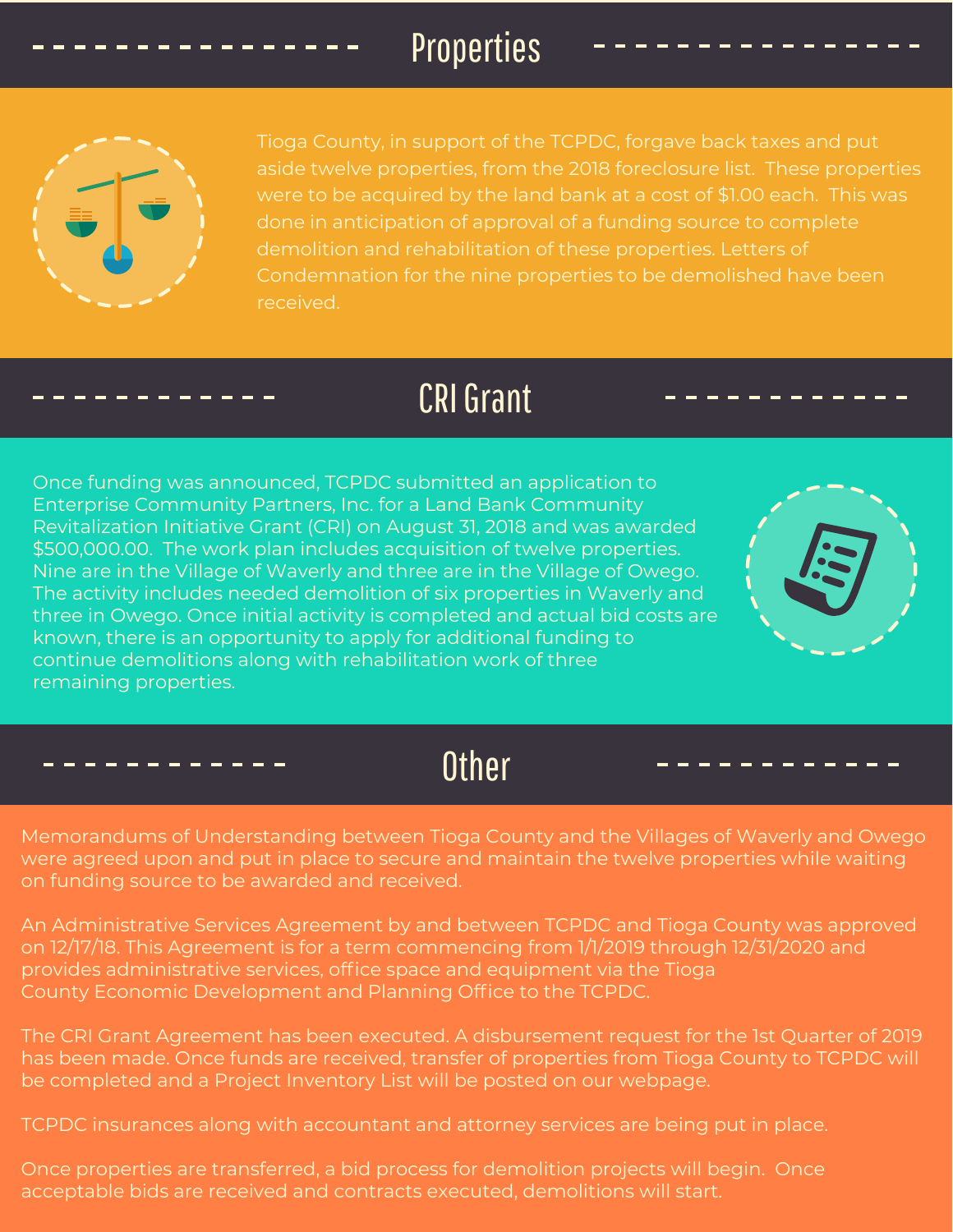## Properties

Tioga County, in support of the TCPDC, forgave back taxes and put aside twelve properties, from the 2018 foreclosure list. These properties were to be acquired by the land bank at a cost of $1.00 each. This was done in anticipation of approval of a funding source to complete demolition and rehabilitation of these properties. Letters of Condemnation for the nine properties to be demolished have been received.

## CRI Grant

Once funding was announced, TCPDC submitted an application to Enterprise Community Partners, Inc. for a Land Bank Community Revitalization Initiative Grant (CRI) on August 31, 2018 and was awarded $500,000.00. The work plan includes acquisition of twelve properties. Nine are in the Village of Waverly and three are in the Village of Owego. The activity includes needed demolition of six properties in Waverly and three in Owego. Once initial activity is completed and actual bid costs are known, there is an opportunity to apply for additional funding to continue demolitions along with rehabilitation work of three remaining properties.

## Other

Memorandums of Understanding between Tioga County and the Villages of Waverly and Owego were agreed upon and put in place to secure and maintain the twelve properties while waiting on funding source to be awarded and received.

An Administrative Services Agreement by and between TCPDC and Tioga County was approved on 12/17/18. This Agreement is for a term commencing from 1/1/2019 through 12/31/2020 and provides administrative services, office space and equipment via the Tioga County Economic Development and Planning Office to the TCPDC.

The CRI Grant Agreement has been executed. A disbursement request for the 1st Quarter of 2019 has been made. Once funds are received, transfer of properties from Tioga County to TCPDC will be completed and a Project Inventory List will be posted on our webpage.

TCPDC insurances along with accountant and attorney services are being put in place.

Once properties are transferred, a bid process for demolition projects will begin. Once acceptable bids are received and contracts executed, demolitions will start.